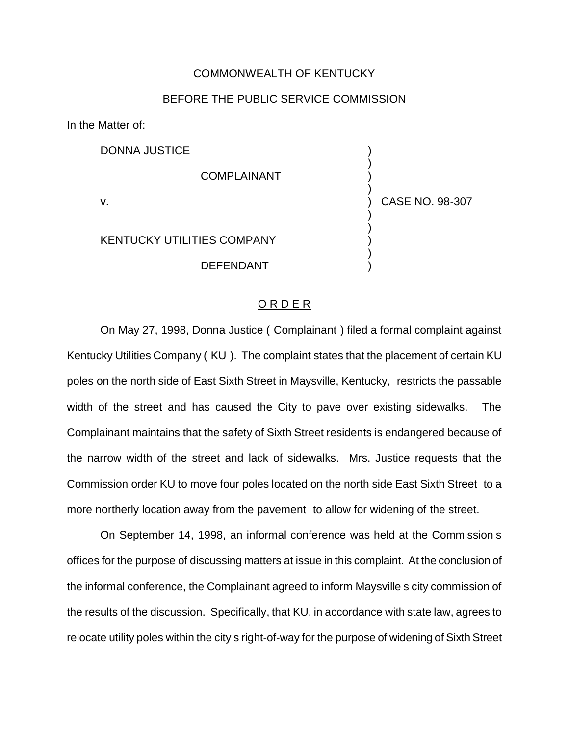COMMONWEALTH OF KENTUCKY

BEFORE THE PUBLIC SERVICE COMMISSION

In the Matter of:

DONNA JUSTICE

COMPLAINANT

v.

KENTUCKY UTILITIES COMPANY

DEFENDANT

CASE NO. 98-307

## O R D E R

On May 27, 1998, Donna Justice ( Complainant ) filed a formal complaint against Kentucky Utilities Company ( KU ). The complaint states that the placement of certain KU poles on the north side of East Sixth Street in Maysville, Kentucky, restricts the passable width of the street and has caused the City to pave over existing sidewalks. The Complainant maintains that the safety of Sixth Street residents is endangered because of the narrow width of the street and lack of sidewalks. Mrs. Justice requests that the Commission order KU to move four poles located on the north side East Sixth Street to a more northerly location away from the pavement to allow for widening of the street.

On September 14, 1998, an informal conference was held at the Commission s offices for the purpose of discussing matters at issue in this complaint. At the conclusion of the informal conference, the Complainant agreed to inform Maysville s city commission of the results of the discussion. Specifically, that KU, in accordance with state law, agrees to relocate utility poles within the city s right-of-way for the purpose of widening of Sixth Street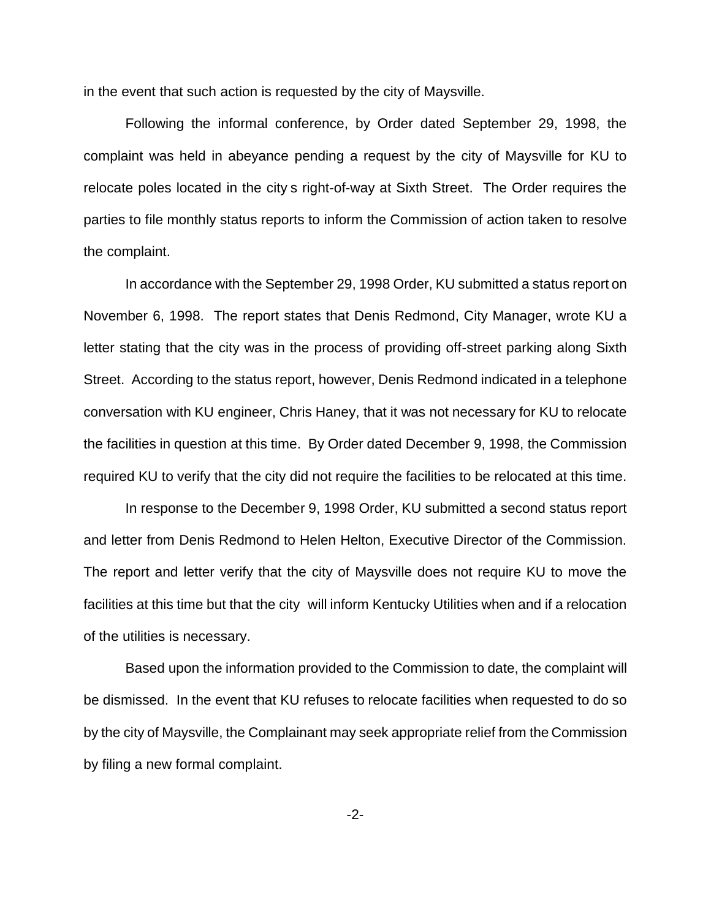in the event that such action is requested by the city of Maysville.

Following the informal conference, by Order dated September 29, 1998, the complaint was held in abeyance pending a request by the city of Maysville for KU to relocate poles located in the city s right-of-way at Sixth Street. The Order requires the parties to file monthly status reports to inform the Commission of action taken to resolve the complaint.

In accordance with the September 29, 1998 Order, KU submitted a status report on November 6, 1998. The report states that Denis Redmond, City Manager, wrote KU a letter stating that the city was in the process of providing off-street parking along Sixth Street. According to the status report, however, Denis Redmond indicated in a telephone conversation with KU engineer, Chris Haney, that it was not necessary for KU to relocate the facilities in question at this time. By Order dated December 9, 1998, the Commission required KU to verify that the city did not require the facilities to be relocated at this time.

In response to the December 9, 1998 Order, KU submitted a second status report and letter from Denis Redmond to Helen Helton, Executive Director of the Commission. The report and letter verify that the city of Maysville does not require KU to move the facilities at this time but that the city will inform Kentucky Utilities when and if a relocation of the utilities is necessary.

Based upon the information provided to the Commission to date, the complaint will be dismissed. In the event that KU refuses to relocate facilities when requested to do so by the city of Maysville, the Complainant may seek appropriate relief from the Commission by filing a new formal complaint.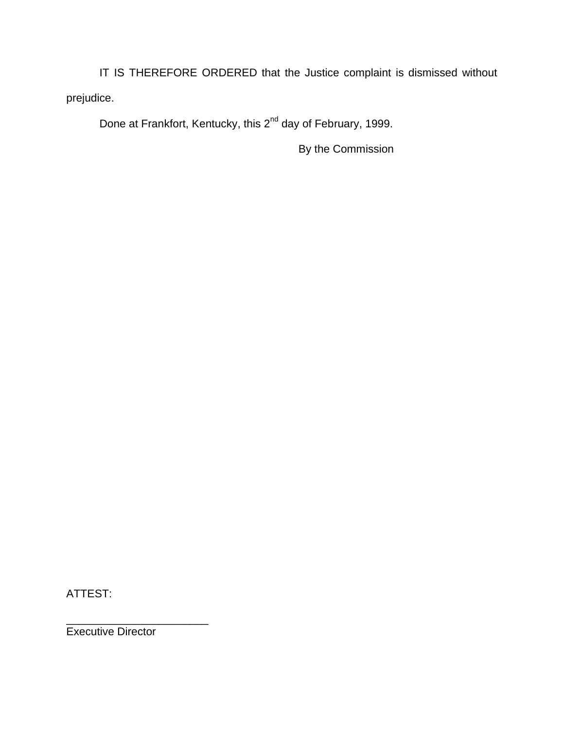IT IS THEREFORE ORDERED that the Justice complaint is dismissed without prejudice.

Done at Frankfort, Kentucky, this 2nd day of February, 1999.

By the Commission

ATTEST:

_______________________
Executive Director